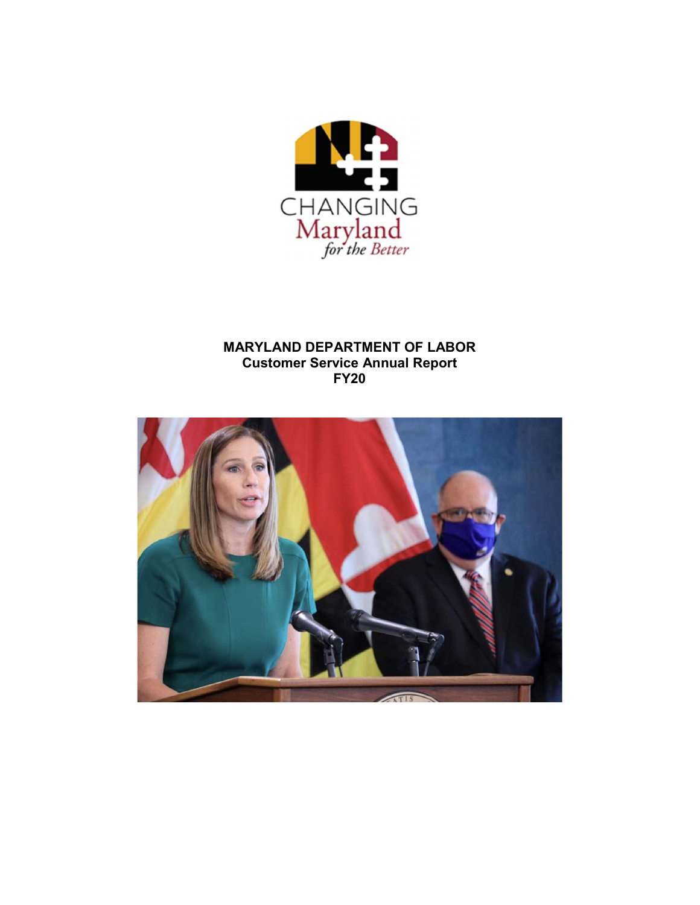**MARYLAND DEPARTMENT OF LABOR**
**Customer Service Annual Report**
**FY20**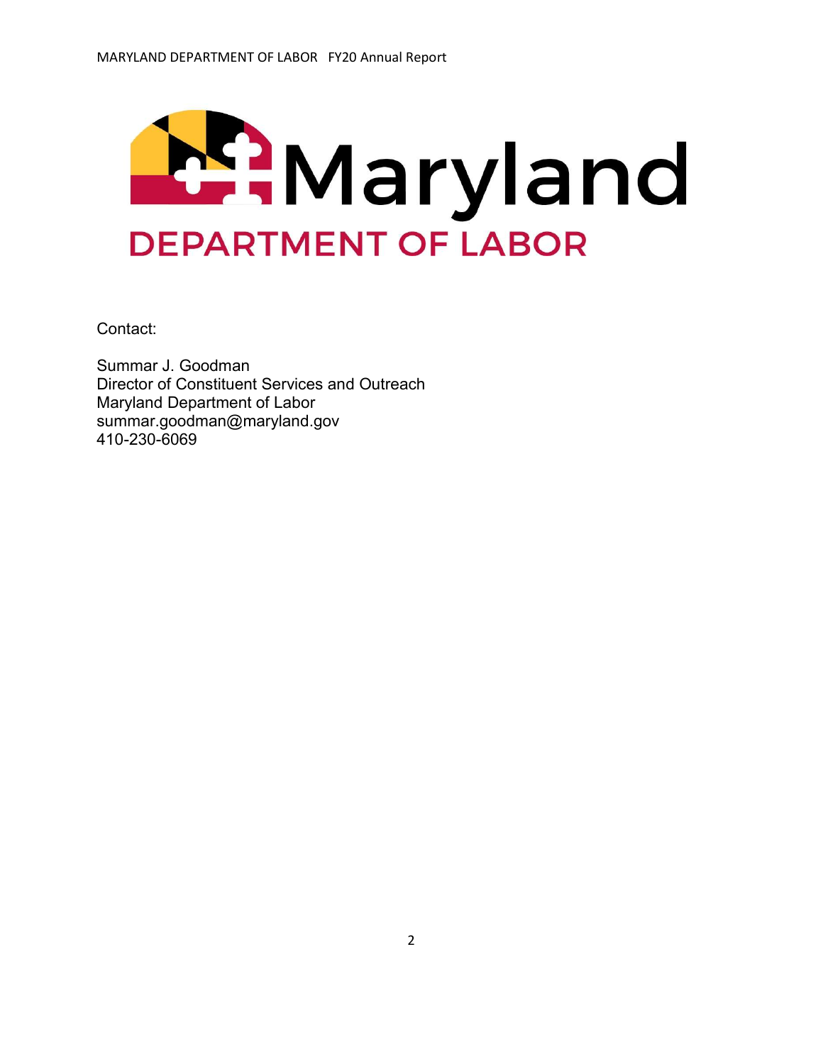Contact:

Summar J. Goodman
Director of Constituent Services and Outreach
Maryland Department of Labor
summar.goodman@maryland.gov
410-230-6069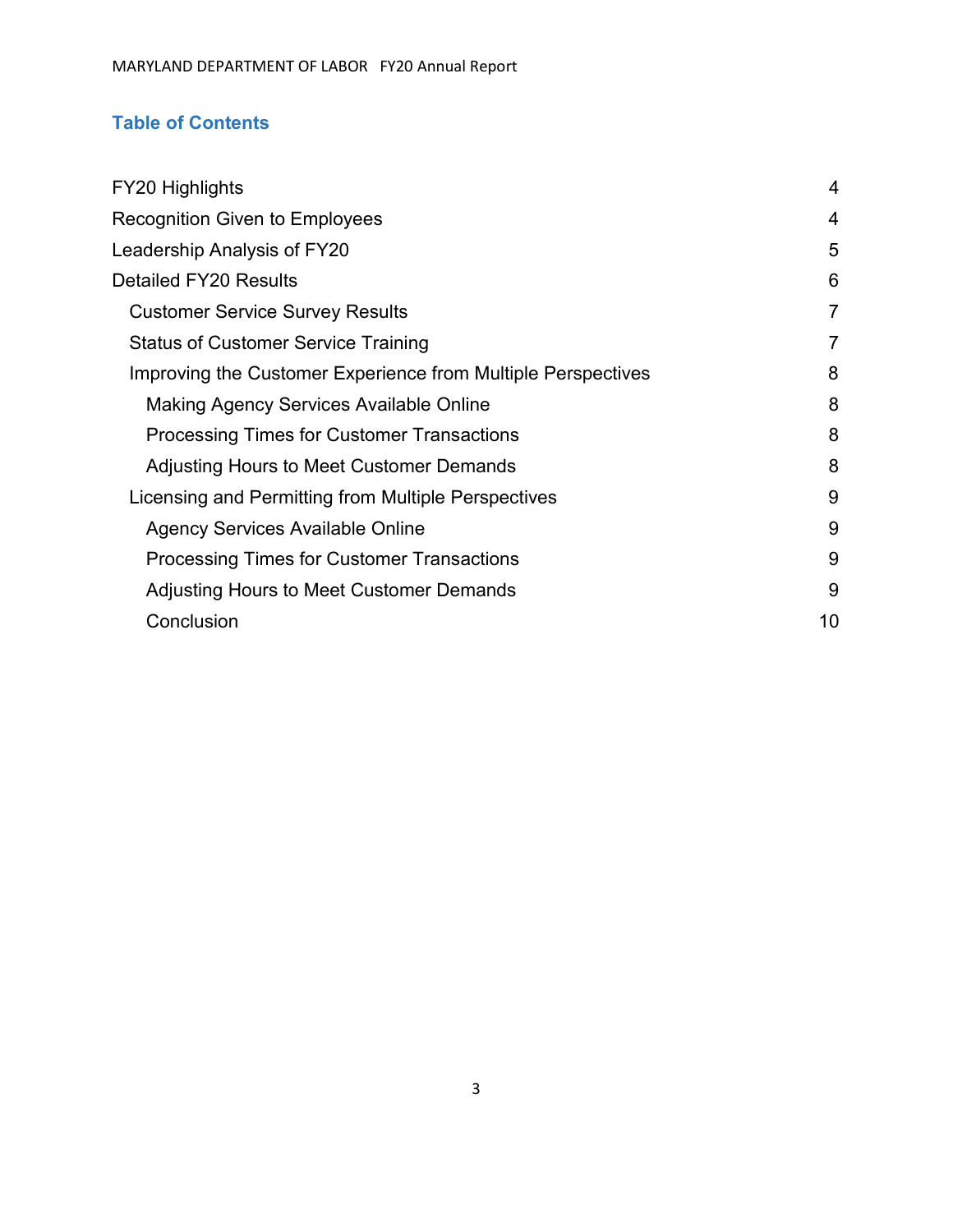## Table of Contents

| | |
|---|---|
| FY20 Highlights | 4 |
| Recognition Given to Employees | 4 |
| Leadership Analysis of FY20 | 5 |
| Detailed FY20 Results | 6 |
| Customer Service Survey Results | 7 |
| Status of Customer Service Training | 7 |
| Improving the Customer Experience from Multiple Perspectives | 8 |
| Making Agency Services Available Online | 8 |
| Processing Times for Customer Transactions | 8 |
| Adjusting Hours to Meet Customer Demands | 8 |
| Licensing and Permitting from Multiple Perspectives | 9 |
| Agency Services Available Online | 9 |
| Processing Times for Customer Transactions | 9 |
| Adjusting Hours to Meet Customer Demands | 9 |
| Conclusion | 10 |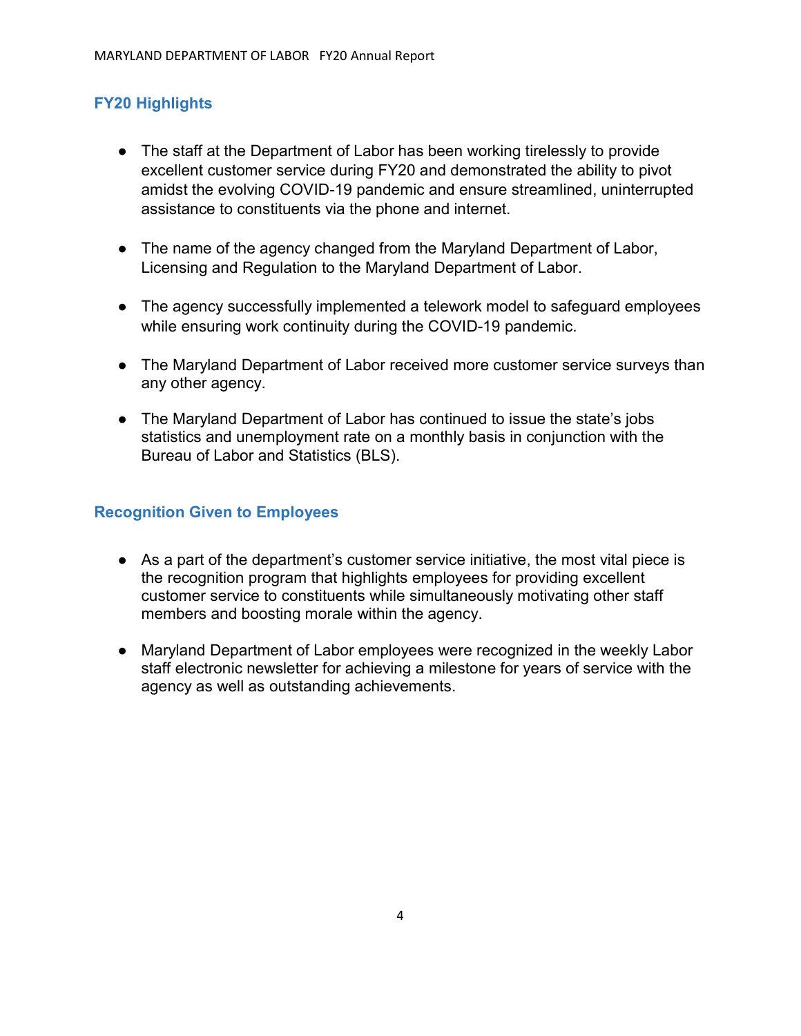## FY20 Highlights

- The staff at the Department of Labor has been working tirelessly to provide excellent customer service during FY20 and demonstrated the ability to pivot amidst the evolving COVID-19 pandemic and ensure streamlined, uninterrupted assistance to constituents via the phone and internet.
- The name of the agency changed from the Maryland Department of Labor, Licensing and Regulation to the Maryland Department of Labor.
- The agency successfully implemented a telework model to safeguard employees while ensuring work continuity during the COVID-19 pandemic.
- The Maryland Department of Labor received more customer service surveys than any other agency.
- The Maryland Department of Labor has continued to issue the state's jobs statistics and unemployment rate on a monthly basis in conjunction with the Bureau of Labor and Statistics (BLS).

## Recognition Given to Employees

- As a part of the department's customer service initiative, the most vital piece is the recognition program that highlights employees for providing excellent customer service to constituents while simultaneously motivating other staff members and boosting morale within the agency.
- Maryland Department of Labor employees were recognized in the weekly Labor staff electronic newsletter for achieving a milestone for years of service with the agency as well as outstanding achievements.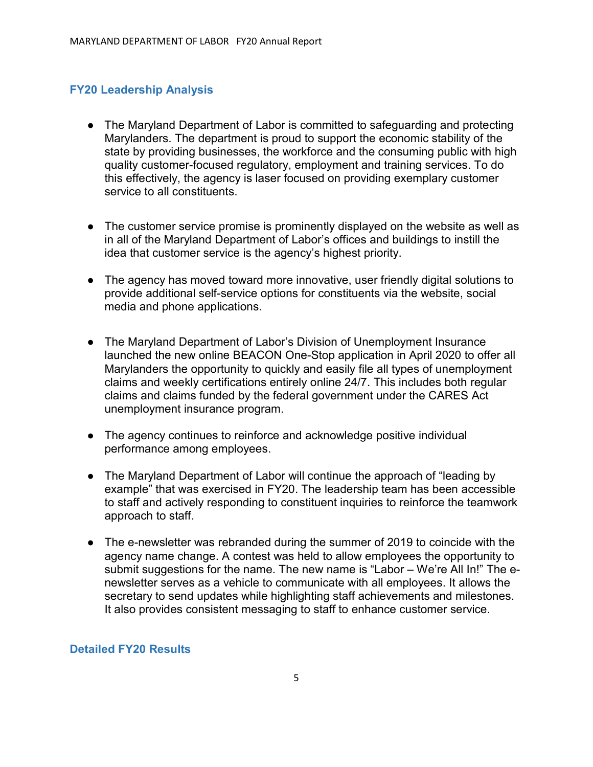## FY20 Leadership Analysis

- The Maryland Department of Labor is committed to safeguarding and protecting Marylanders. The department is proud to support the economic stability of the state by providing businesses, the workforce and the consuming public with high quality customer-focused regulatory, employment and training services. To do this effectively, the agency is laser focused on providing exemplary customer service to all constituents.

- The customer service promise is prominently displayed on the website as well as in all of the Maryland Department of Labor's offices and buildings to instill the idea that customer service is the agency's highest priority.

- The agency has moved toward more innovative, user friendly digital solutions to provide additional self-service options for constituents via the website, social media and phone applications.

- The Maryland Department of Labor's Division of Unemployment Insurance launched the new online BEACON One-Stop application in April 2020 to offer all Marylanders the opportunity to quickly and easily file all types of unemployment claims and weekly certifications entirely online 24/7. This includes both regular claims and claims funded by the federal government under the CARES Act unemployment insurance program.

- The agency continues to reinforce and acknowledge positive individual performance among employees.

- The Maryland Department of Labor will continue the approach of "leading by example" that was exercised in FY20. The leadership team has been accessible to staff and actively responding to constituent inquiries to reinforce the teamwork approach to staff.

- The e-newsletter was rebranded during the summer of 2019 to coincide with the agency name change. A contest was held to allow employees the opportunity to submit suggestions for the name. The new name is "Labor – We're All In!" The e-newsletter serves as a vehicle to communicate with all employees. It allows the secretary to send updates while highlighting staff achievements and milestones. It also provides consistent messaging to staff to enhance customer service.

## Detailed FY20 Results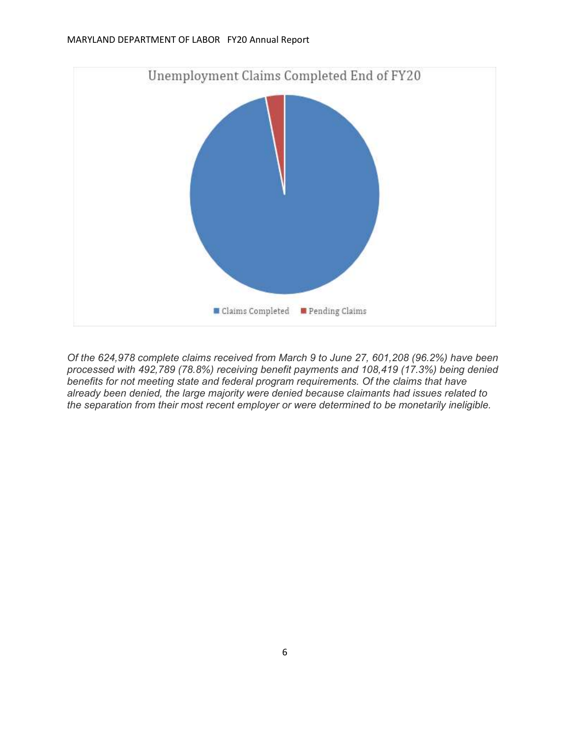Unemployment Claims Completed End of FY20

Claims Completed  Pending Claims

*Of the 624,978 complete claims received from March 9 to June 27, 601,208 (96.2%) have been processed with 492,789 (78.8%) receiving benefit payments and 108,419 (17.3%) being denied benefits for not meeting state and federal program requirements. Of the claims that have already been denied, the large majority were denied because claimants had issues related to the separation from their most recent employer or were determined to be monetarily ineligible.*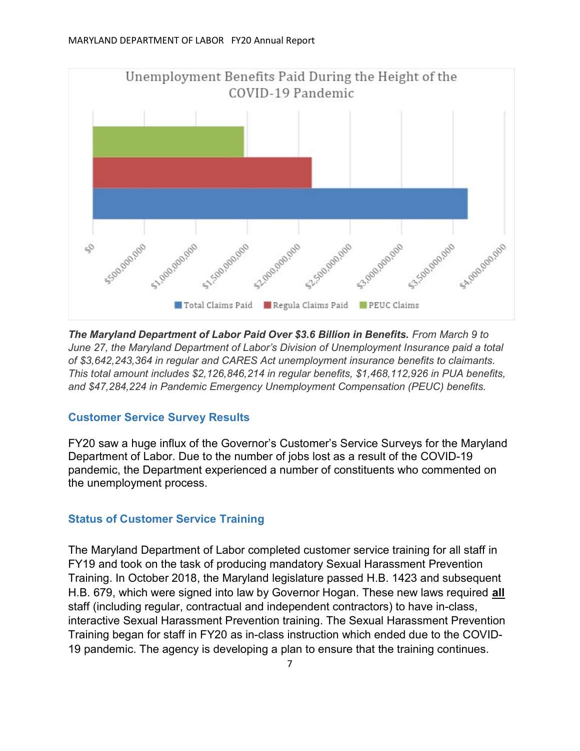Unemployment Benefits Paid During the Height of the COVID-19 Pandemic

***The Maryland Department of Labor Paid Over $3.6 Billion in Benefits.*** *From March 9 to June 27, the Maryland Department of Labor's Division of Unemployment Insurance paid a total of $3,642,243,364 in regular and CARES Act unemployment insurance benefits to claimants. This total amount includes $2,126,846,214 in regular benefits, $1,468,112,926 in PUA benefits, and $47,284,224 in Pandemic Emergency Unemployment Compensation (PEUC) benefits.*

## Customer Service Survey Results

FY20 saw a huge influx of the Governor's Customer's Service Surveys for the Maryland Department of Labor. Due to the number of jobs lost as a result of the COVID-19 pandemic, the Department experienced a number of constituents who commented on the unemployment process.

## Status of Customer Service Training

The Maryland Department of Labor completed customer service training for all staff in FY19 and took on the task of producing mandatory Sexual Harassment Prevention Training. In October 2018, the Maryland legislature passed H.B. 1423 and subsequent H.B. 679, which were signed into law by Governor Hogan. These new laws required ***all*** staff (including regular, contractual and independent contractors) to have in-class, interactive Sexual Harassment Prevention training. The Sexual Harassment Prevention Training began for staff in FY20 as in-class instruction which ended due to the COVID-19 pandemic. The agency is developing a plan to ensure that the training continues.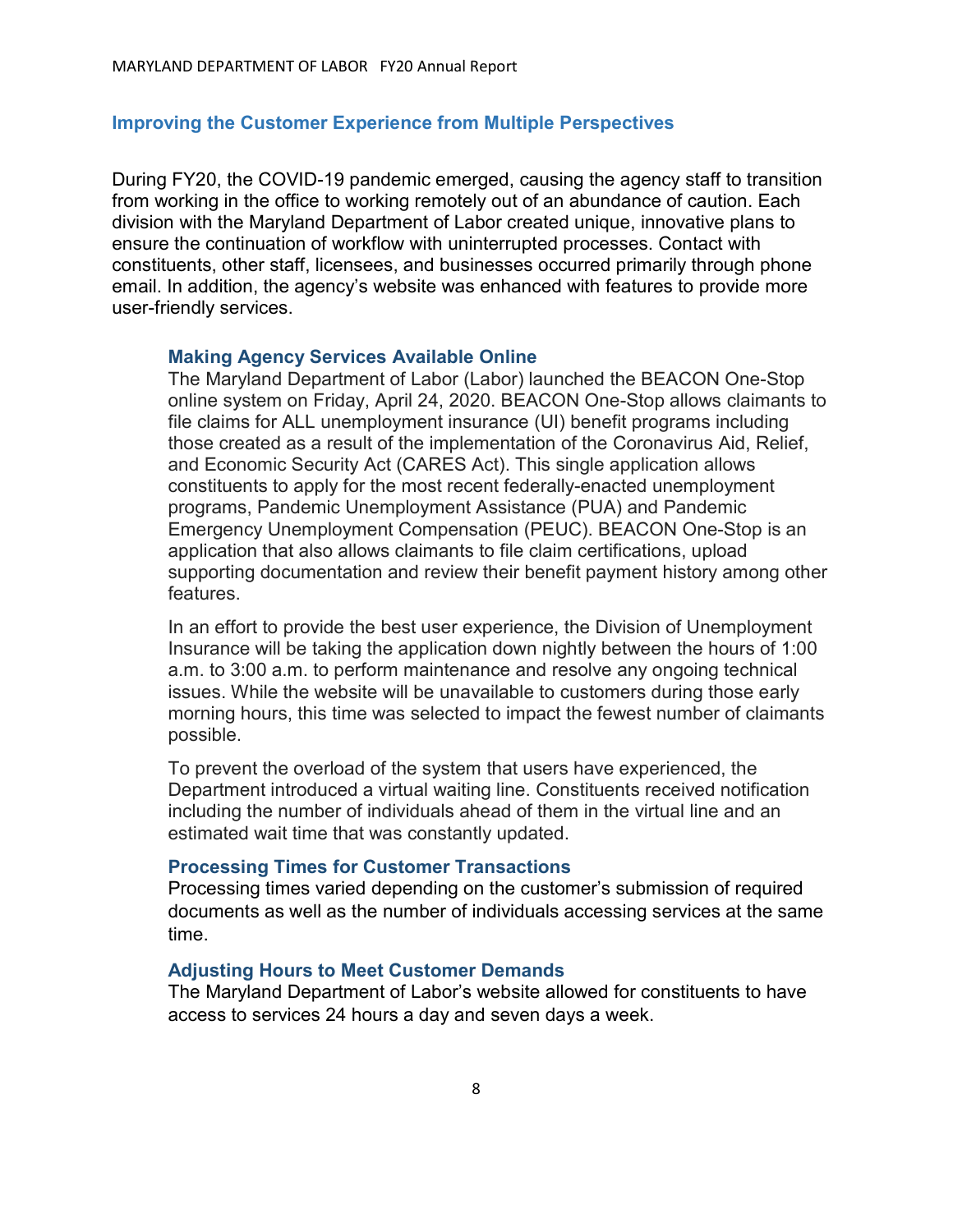## Improving the Customer Experience from Multiple Perspectives

During FY20, the COVID-19 pandemic emerged, causing the agency staff to transition from working in the office to working remotely out of an abundance of caution. Each division with the Maryland Department of Labor created unique, innovative plans to ensure the continuation of workflow with uninterrupted processes. Contact with constituents, other staff, licensees, and businesses occurred primarily through phone email. In addition, the agency's website was enhanced with features to provide more user-friendly services.

### Making Agency Services Available Online

The Maryland Department of Labor (Labor) launched the BEACON One-Stop online system on Friday, April 24, 2020. BEACON One-Stop allows claimants to file claims for ALL unemployment insurance (UI) benefit programs including those created as a result of the implementation of the Coronavirus Aid, Relief, and Economic Security Act (CARES Act). This single application allows constituents to apply for the most recent federally-enacted unemployment programs, Pandemic Unemployment Assistance (PUA) and Pandemic Emergency Unemployment Compensation (PEUC). BEACON One-Stop is an application that also allows claimants to file claim certifications, upload supporting documentation and review their benefit payment history among other features.

In an effort to provide the best user experience, the Division of Unemployment Insurance will be taking the application down nightly between the hours of 1:00 a.m. to 3:00 a.m. to perform maintenance and resolve any ongoing technical issues. While the website will be unavailable to customers during those early morning hours, this time was selected to impact the fewest number of claimants possible.

To prevent the overload of the system that users have experienced, the Department introduced a virtual waiting line. Constituents received notification including the number of individuals ahead of them in the virtual line and an estimated wait time that was constantly updated.

### Processing Times for Customer Transactions

Processing times varied depending on the customer's submission of required documents as well as the number of individuals accessing services at the same time.

### Adjusting Hours to Meet Customer Demands

The Maryland Department of Labor's website allowed for constituents to have access to services 24 hours a day and seven days a week.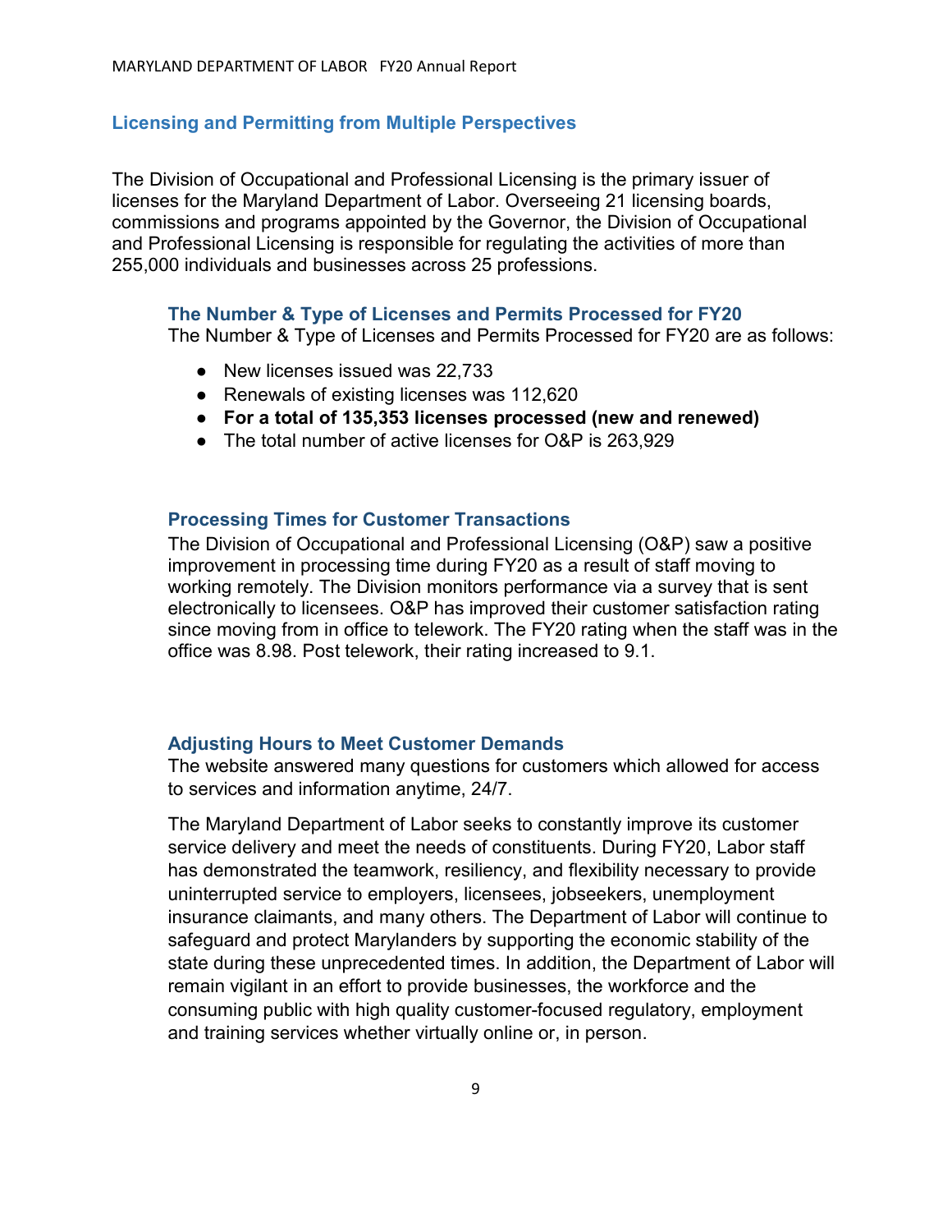## Licensing and Permitting from Multiple Perspectives

The Division of Occupational and Professional Licensing is the primary issuer of licenses for the Maryland Department of Labor. Overseeing 21 licensing boards, commissions and programs appointed by the Governor, the Division of Occupational and Professional Licensing is responsible for regulating the activities of more than 255,000 individuals and businesses across 25 professions.

### The Number & Type of Licenses and Permits Processed for FY20

The Number & Type of Licenses and Permits Processed for FY20 are as follows:

- New licenses issued was 22,733
- Renewals of existing licenses was 112,620
- **For a total of 135,353 licenses processed (new and renewed)**
- The total number of active licenses for O&P is 263,929

### Processing Times for Customer Transactions

The Division of Occupational and Professional Licensing (O&P) saw a positive improvement in processing time during FY20 as a result of staff moving to working remotely. The Division monitors performance via a survey that is sent electronically to licensees. O&P has improved their customer satisfaction rating since moving from in office to telework. The FY20 rating when the staff was in the office was 8.98. Post telework, their rating increased to 9.1.

### Adjusting Hours to Meet Customer Demands

The website answered many questions for customers which allowed for access to services and information anytime, 24/7.

The Maryland Department of Labor seeks to constantly improve its customer service delivery and meet the needs of constituents. During FY20, Labor staff has demonstrated the teamwork, resiliency, and flexibility necessary to provide uninterrupted service to employers, licensees, jobseekers, unemployment insurance claimants, and many others. The Department of Labor will continue to safeguard and protect Marylanders by supporting the economic stability of the state during these unprecedented times. In addition, the Department of Labor will remain vigilant in an effort to provide businesses, the workforce and the consuming public with high quality customer-focused regulatory, employment and training services whether virtually online or, in person.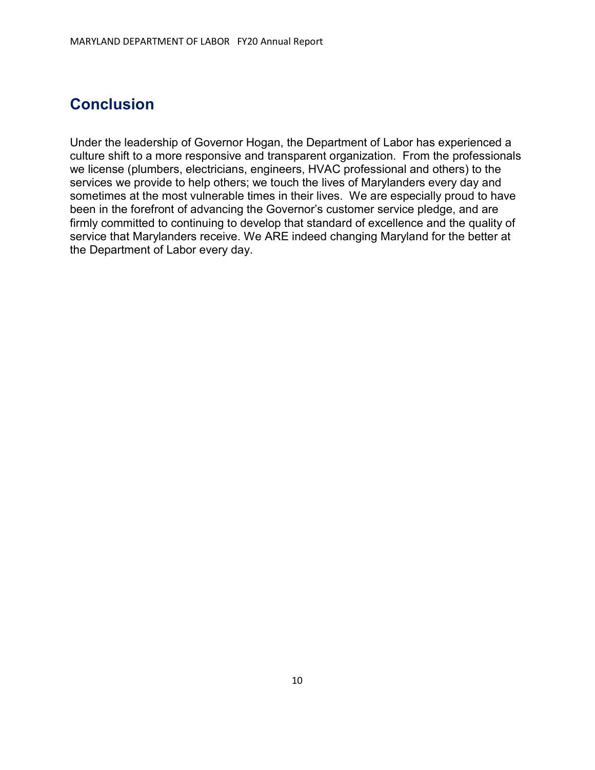## Conclusion

Under the leadership of Governor Hogan, the Department of Labor has experienced a culture shift to a more responsive and transparent organization. From the professionals we license (plumbers, electricians, engineers, HVAC professional and others) to the services we provide to help others; we touch the lives of Marylanders every day and sometimes at the most vulnerable times in their lives. We are especially proud to have been in the forefront of advancing the Governor's customer service pledge, and are firmly committed to continuing to develop that standard of excellence and the quality of service that Marylanders receive. We ARE indeed changing Maryland for the better at the Department of Labor every day.